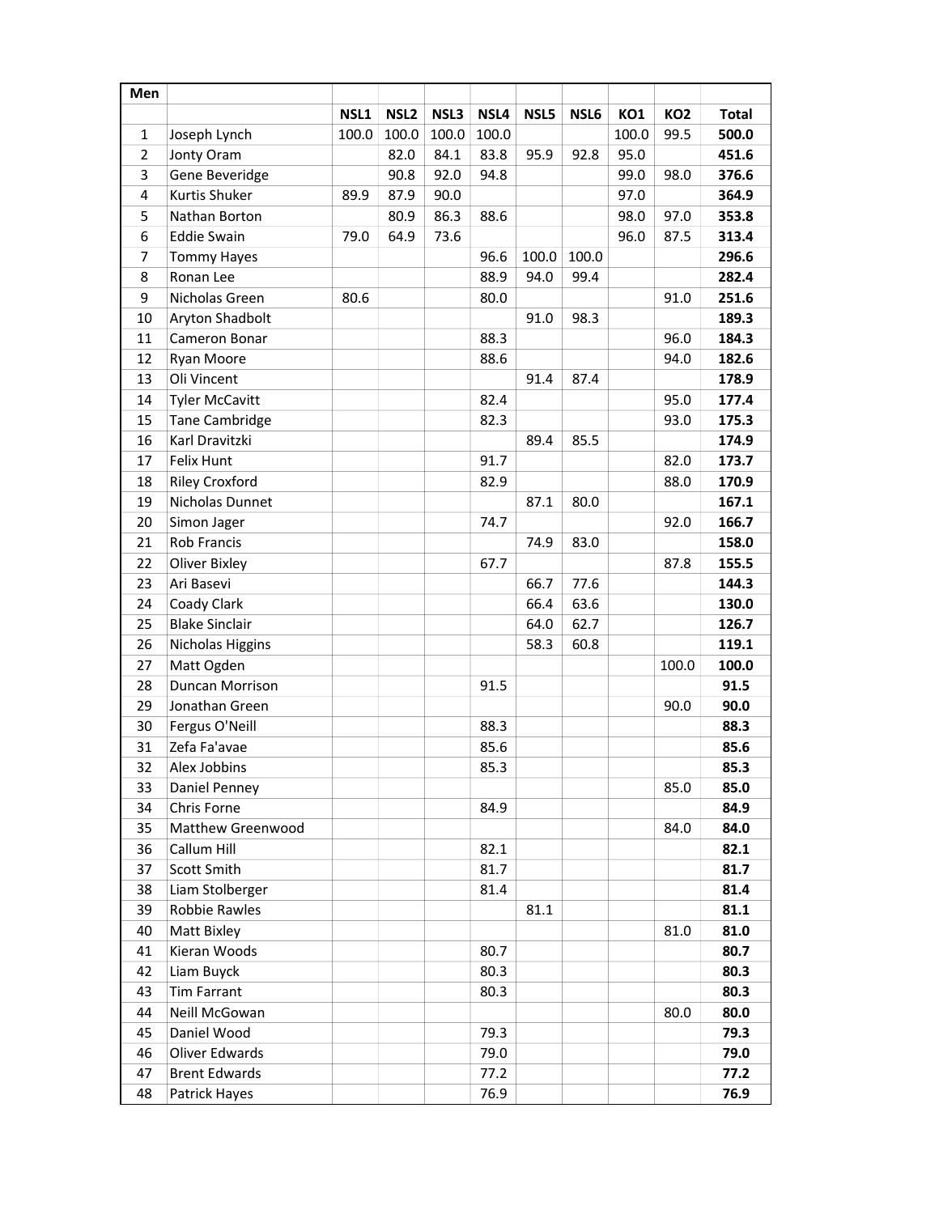| Men | | | | | | | | | | |
|---|---|---|---|---|---|---|---|---|---|---|
| | | NSL1 | NSL2 | NSL3 | NSL4 | NSL5 | NSL6 | KO1 | KO2 | Total |
| 1 | Joseph Lynch | 100.0 | 100.0 | 100.0 | 100.0 | | | 100.0 | 99.5 | **500.0** |
| 2 | Jonty Oram | | 82.0 | 84.1 | 83.8 | 95.9 | 92.8 | 95.0 | | **451.6** |
| 3 | Gene Beveridge | | 90.8 | 92.0 | 94.8 | | | 99.0 | 98.0 | **376.6** |
| 4 | Kurtis Shuker | 89.9 | 87.9 | 90.0 | | | | 97.0 | | **364.9** |
| 5 | Nathan Borton | | 80.9 | 86.3 | 88.6 | | | 98.0 | 97.0 | **353.8** |
| 6 | Eddie Swain | 79.0 | 64.9 | 73.6 | | | | 96.0 | 87.5 | **313.4** |
| 7 | Tommy Hayes | | | | 96.6 | 100.0 | 100.0 | | | **296.6** |
| 8 | Ronan Lee | | | | 88.9 | 94.0 | 99.4 | | | **282.4** |
| 9 | Nicholas Green | 80.6 | | | 80.0 | | | | 91.0 | **251.6** |
| 10 | Aryton Shadbolt | | | | | 91.0 | 98.3 | | | **189.3** |
| 11 | Cameron Bonar | | | | 88.3 | | | | 96.0 | **184.3** |
| 12 | Ryan Moore | | | | 88.6 | | | | 94.0 | **182.6** |
| 13 | Oli Vincent | | | | | 91.4 | 87.4 | | | **178.9** |
| 14 | Tyler McCavitt | | | | 82.4 | | | | 95.0 | **177.4** |
| 15 | Tane Cambridge | | | | 82.3 | | | | 93.0 | **175.3** |
| 16 | Karl Dravitzki | | | | | 89.4 | 85.5 | | | **174.9** |
| 17 | Felix Hunt | | | | 91.7 | | | | 82.0 | **173.7** |
| 18 | Riley Croxford | | | | 82.9 | | | | 88.0 | **170.9** |
| 19 | Nicholas Dunnet | | | | | 87.1 | 80.0 | | | **167.1** |
| 20 | Simon Jager | | | | 74.7 | | | | 92.0 | **166.7** |
| 21 | Rob Francis | | | | | 74.9 | 83.0 | | | **158.0** |
| 22 | Oliver Bixley | | | | 67.7 | | | | 87.8 | **155.5** |
| 23 | Ari Basevi | | | | | 66.7 | 77.6 | | | **144.3** |
| 24 | Coady Clark | | | | | 66.4 | 63.6 | | | **130.0** |
| 25 | Blake Sinclair | | | | | 64.0 | 62.7 | | | **126.7** |
| 26 | Nicholas Higgins | | | | | 58.3 | 60.8 | | | **119.1** |
| 27 | Matt Ogden | | | | | | | | 100.0 | **100.0** |
| 28 | Duncan Morrison | | | | 91.5 | | | | | **91.5** |
| 29 | Jonathan Green | | | | | | | | 90.0 | **90.0** |
| 30 | Fergus O'Neill | | | | 88.3 | | | | | **88.3** |
| 31 | Zefa Fa'avae | | | | 85.6 | | | | | **85.6** |
| 32 | Alex Jobbins | | | | 85.3 | | | | | **85.3** |
| 33 | Daniel Penney | | | | | | | | 85.0 | **85.0** |
| 34 | Chris Forne | | | | 84.9 | | | | | **84.9** |
| 35 | Matthew Greenwood | | | | | | | | 84.0 | **84.0** |
| 36 | Callum Hill | | | | 82.1 | | | | | **82.1** |
| 37 | Scott Smith | | | | 81.7 | | | | | **81.7** |
| 38 | Liam Stolberger | | | | 81.4 | | | | | **81.4** |
| 39 | Robbie Rawles | | | | | 81.1 | | | | **81.1** |
| 40 | Matt Bixley | | | | | | | | 81.0 | **81.0** |
| 41 | Kieran Woods | | | | 80.7 | | | | | **80.7** |
| 42 | Liam Buyck | | | | 80.3 | | | | | **80.3** |
| 43 | Tim Farrant | | | | 80.3 | | | | | **80.3** |
| 44 | Neill McGowan | | | | | | | | 80.0 | **80.0** |
| 45 | Daniel Wood | | | | 79.3 | | | | | **79.3** |
| 46 | Oliver Edwards | | | | 79.0 | | | | | **79.0** |
| 47 | Brent Edwards | | | | 77.2 | | | | | **77.2** |
| 48 | Patrick Hayes | | | | 76.9 | | | | | **76.9** |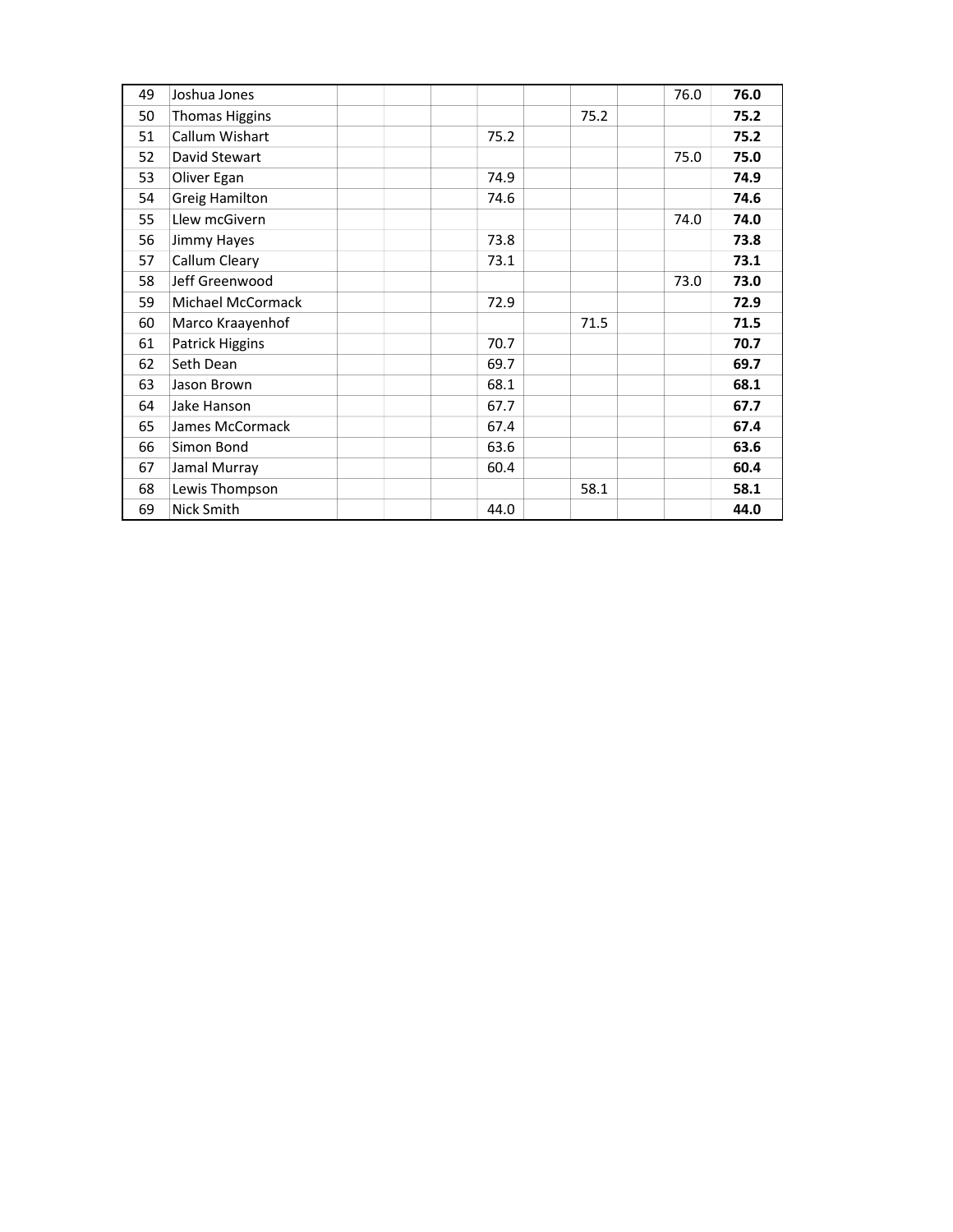| | | | | | | | | | | |
|---|---|---|---|---|---|---|---|---|---|---|
| 49 | Joshua Jones | | | | | | | | 76.0 | **76.0** |
| 50 | Thomas Higgins | | | | | | 75.2 | | | **75.2** |
| 51 | Callum Wishart | | | | 75.2 | | | | | **75.2** |
| 52 | David Stewart | | | | | | | | 75.0 | **75.0** |
| 53 | Oliver Egan | | | | 74.9 | | | | | **74.9** |
| 54 | Greig Hamilton | | | | 74.6 | | | | | **74.6** |
| 55 | Llew mcGivern | | | | | | | | 74.0 | **74.0** |
| 56 | Jimmy Hayes | | | | 73.8 | | | | | **73.8** |
| 57 | Callum Cleary | | | | 73.1 | | | | | **73.1** |
| 58 | Jeff Greenwood | | | | | | | | 73.0 | **73.0** |
| 59 | Michael McCormack | | | | 72.9 | | | | | **72.9** |
| 60 | Marco Kraayenhof | | | | | | 71.5 | | | **71.5** |
| 61 | Patrick Higgins | | | | 70.7 | | | | | **70.7** |
| 62 | Seth Dean | | | | 69.7 | | | | | **69.7** |
| 63 | Jason Brown | | | | 68.1 | | | | | **68.1** |
| 64 | Jake Hanson | | | | 67.7 | | | | | **67.7** |
| 65 | James McCormack | | | | 67.4 | | | | | **67.4** |
| 66 | Simon Bond | | | | 63.6 | | | | | **63.6** |
| 67 | Jamal Murray | | | | 60.4 | | | | | **60.4** |
| 68 | Lewis Thompson | | | | | | 58.1 | | | **58.1** |
| 69 | Nick Smith | | | | 44.0 | | | | | **44.0** |